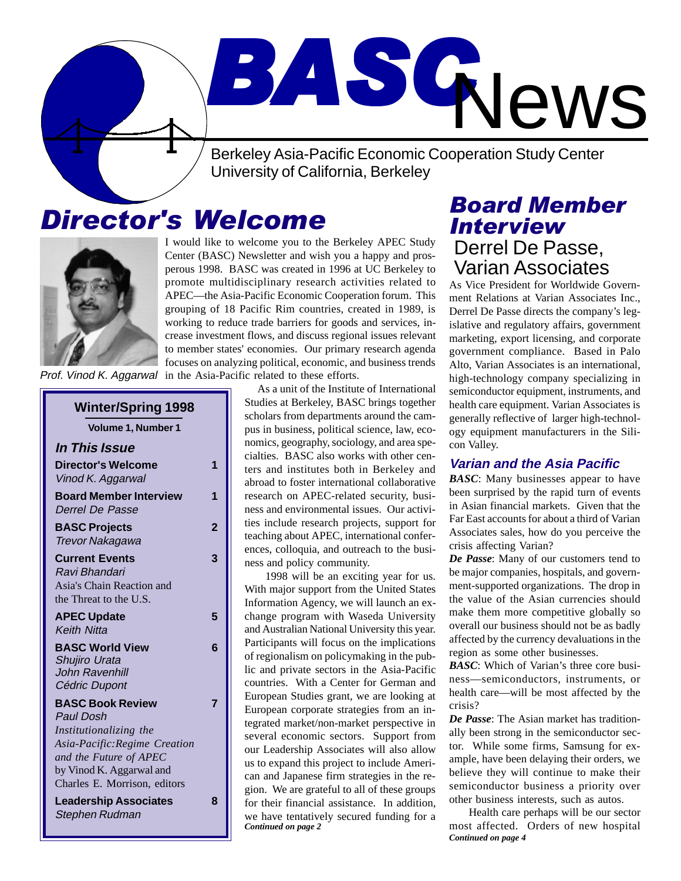# BASC News

Berkeley Asia-Pacific Economic Cooperation Study Center
University of California, Berkeley

## Director's Welcome

Prof. Vinod K. Aggarwal

I would like to welcome you to the Berkeley APEC Study Center (BASC) Newsletter and wish you a happy and prosperous 1998. BASC was created in 1996 at UC Berkeley to promote multidisciplinary research activities related to APEC—the Asia-Pacific Economic Cooperation forum. This grouping of 18 Pacific Rim countries, created in 1989, is working to reduce trade barriers for goods and services, increase investment flows, and discuss regional issues relevant to member states' economies. Our primary research agenda focuses on analyzing political, economic, and business trends in the Asia-Pacific related to these efforts.

As a unit of the Institute of International Studies at Berkeley, BASC brings together scholars from departments around the campus in business, political science, law, economics, geography, sociology, and area specialties. BASC also works with other centers and institutes both in Berkeley and abroad to foster international collaborative research on APEC-related security, business and environmental issues. Our activities include research projects, support for teaching about APEC, international conferences, colloquia, and outreach to the business and policy community.

1998 will be an exciting year for us. With major support from the United States Information Agency, we will launch an exchange program with Waseda University and Australian National University this year. Participants will focus on the implications of regionalism on policymaking in the public and private sectors in the Asia-Pacific countries. With a Center for German and European Studies grant, we are looking at European corporate strategies from an integrated market/non-market perspective in several economic sectors. Support from our Leadership Associates will also allow us to expand this project to include American and Japanese firm strategies in the region. We are grateful to all of these groups for their financial assistance. In addition, we have tentatively secured funding for a

***Continued on page 2***

### Winter/Spring 1998

**Volume 1, Number 1**

***In This Issue***

| | |
|---|---|
| **Director's Welcome** *Vinod K. Aggarwal* | 1 |
| **Board Member Interview** *Derrel De Passe* | 1 |
| **BASC Projects** *Trevor Nakagawa* | 2 |
| **Current Events** *Ravi Bhandari* Asia's Chain Reaction and the Threat to the U.S. | 3 |
| **APEC Update** *Keith Nitta* | 5 |
| **BASC World View** *Shujiro Urata* *John Ravenhill* *Cédric Dupont* | 6 |
| **BASC Book Review** *Paul Dosh* *Institutionalizing the Asia-Pacific: Regime Creation and the Future of APEC* by Vinod K. Aggarwal and Charles E. Morrison, editors | 7 |
| **Leadership Associates** *Stephen Rudman* | 8 |

## Board Member Interview

### Derrel De Passe, Varian Associates

As Vice President for Worldwide Government Relations at Varian Associates Inc., Derrel De Passe directs the company's legislative and regulatory affairs, government marketing, export licensing, and corporate government compliance. Based in Palo Alto, Varian Associates is an international, high-technology company specializing in semiconductor equipment, instruments, and health care equipment. Varian Associates is generally reflective of larger high-technology equipment manufacturers in the Silicon Valley.

### *Varian and the Asia Pacific*

***BASC***: Many businesses appear to have been surprised by the rapid turn of events in Asian financial markets. Given that the Far East accounts for about a third of Varian Associates sales, how do you perceive the crisis affecting Varian?

***De Passe***: Many of our customers tend to be major companies, hospitals, and government-supported organizations. The drop in the value of the Asian currencies should make them more competitive globally so overall our business should not be as badly affected by the currency devaluations in the region as some other businesses.

***BASC***: Which of Varian's three core business—semiconductors, instruments, or health care—will be most affected by the crisis?

***De Passe***: The Asian market has traditionally been strong in the semiconductor sector. While some firms, Samsung for example, have been delaying their orders, we believe they will continue to make their semiconductor business a priority over other business interests, such as autos.

Health care perhaps will be our sector most affected. Orders of new hospital

***Continued on page 4***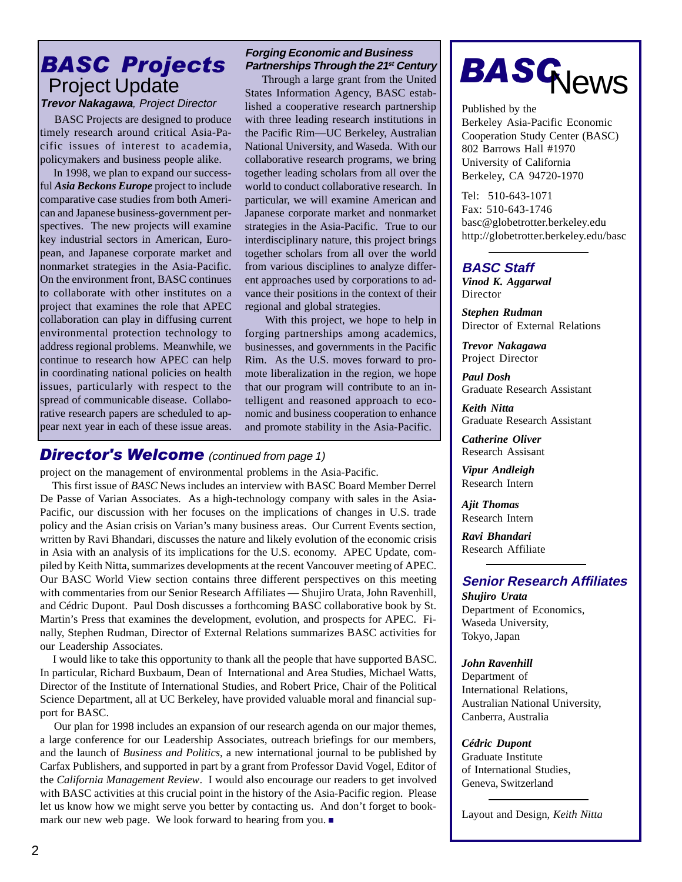# BASC Projects

## Project Update

***Trevor Nakagawa**, Project Director*

BASC Projects are designed to produce timely research around critical Asia-Pacific issues of interest to academia, policymakers and business people alike.

In 1998, we plan to expand our successful ***Asia Beckons Europe*** project to include comparative case studies from both American and Japanese business-government perspectives. The new projects will examine key industrial sectors in American, European, and Japanese corporate market and nonmarket strategies in the Asia-Pacific. On the environment front, BASC continues to collaborate with other institutes on a project that examines the role that APEC collaboration can play in diffusing current environmental protection technology to address regional problems. Meanwhile, we continue to research how APEC can help in coordinating national policies on health issues, particularly with respect to the spread of communicable disease. Collaborative research papers are scheduled to appear next year in each of these issue areas.

### *Forging Economic and Business Partnerships Through the 21st Century*

Through a large grant from the United States Information Agency, BASC established a cooperative research partnership with three leading research institutions in the Pacific Rim—UC Berkeley, Australian National University, and Waseda. With our collaborative research programs, we bring together leading scholars from all over the world to conduct collaborative research. In particular, we will examine American and Japanese corporate market and nonmarket strategies in the Asia-Pacific. True to our interdisciplinary nature, this project brings together scholars from all over the world from various disciplines to analyze different approaches used by corporations to advance their positions in the context of their regional and global strategies.

With this project, we hope to help in forging partnerships among academics, businesses, and governments in the Pacific Rim. As the U.S. moves forward to promote liberalization in the region, we hope that our program will contribute to an intelligent and reasoned approach to economic and business cooperation to enhance and promote stability in the Asia-Pacific.

## Director's Welcome *(continued from page 1)*

project on the management of environmental problems in the Asia-Pacific.

This first issue of *BASC* News includes an interview with BASC Board Member Derrel De Passe of Varian Associates. As a high-technology company with sales in the Asia-Pacific, our discussion with her focuses on the implications of changes in U.S. trade policy and the Asian crisis on Varian's many business areas. Our Current Events section, written by Ravi Bhandari, discusses the nature and likely evolution of the economic crisis in Asia with an analysis of its implications for the U.S. economy. APEC Update, compiled by Keith Nitta, summarizes developments at the recent Vancouver meeting of APEC. Our BASC World View section contains three different perspectives on this meeting with commentaries from our Senior Research Affiliates — Shujiro Urata, John Ravenhill, and Cédric Dupont. Paul Dosh discusses a forthcoming BASC collaborative book by St. Martin's Press that examines the development, evolution, and prospects for APEC. Finally, Stephen Rudman, Director of External Relations summarizes BASC activities for our Leadership Associates.

I would like to take this opportunity to thank all the people that have supported BASC. In particular, Richard Buxbaum, Dean of International and Area Studies, Michael Watts, Director of the Institute of International Studies, and Robert Price, Chair of the Political Science Department, all at UC Berkeley, have provided valuable moral and financial support for BASC.

Our plan for 1998 includes an expansion of our research agenda on our major themes, a large conference for our Leadership Associates, outreach briefings for our members, and the launch of *Business and Politics*, a new international journal to be published by Carfax Publishers, and supported in part by a grant from Professor David Vogel, Editor of the *California Management Review*. I would also encourage our readers to get involved with BASC activities at this crucial point in the history of the Asia-Pacific region. Please let us know how we might serve you better by contacting us. And don't forget to bookmark our new web page. We look forward to hearing from you. ■

---

# *BASC* News

Published by the
Berkeley Asia-Pacific Economic Cooperation Study Center (BASC)
802 Barrows Hall #1970
University of California
Berkeley, CA 94720-1970

Tel: 510-643-1071
Fax: 510-643-1746
basc@globetrotter.berkeley.edu
http://globetrotter.berkeley.edu/basc

### BASC Staff

***Vinod K. Aggarwal***
Director

***Stephen Rudman***
Director of External Relations

***Trevor Nakagawa***
Project Director

***Paul Dosh***
Graduate Research Assistant

***Keith Nitta***
Graduate Research Assistant

***Catherine Oliver***
Research Assisant

***Vipur Andleigh***
Research Intern

***Ajit Thomas***
Research Intern

***Ravi Bhandari***
Research Affiliate

### Senior Research Affiliates

***Shujiro Urata***
Department of Economics,
Waseda University,
Tokyo, Japan

***John Ravenhill***
Department of
International Relations,
Australian National University,
Canberra, Australia

***Cédric Dupont***
Graduate Institute
of International Studies,
Geneva, Switzerland

Layout and Design, *Keith Nitta*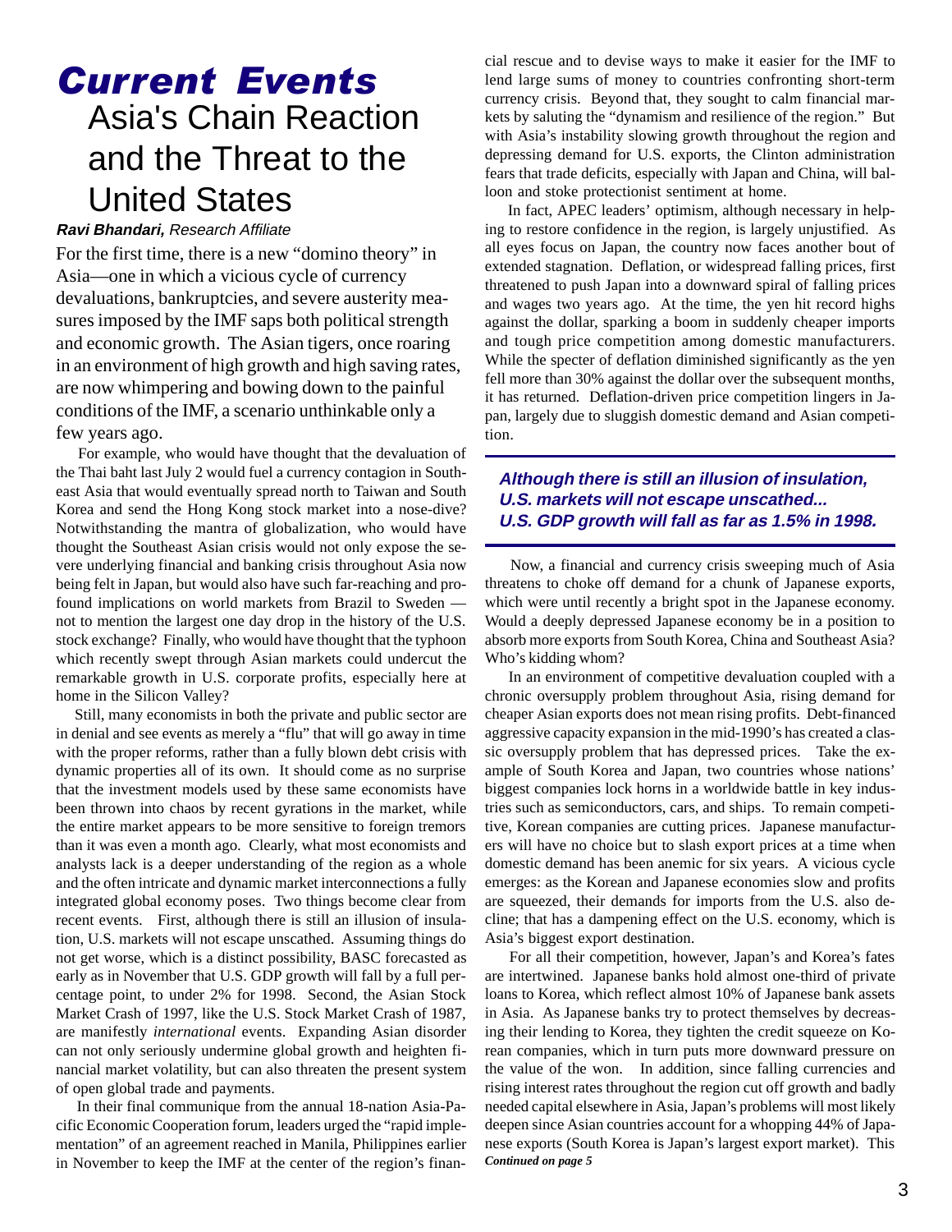# Current Events

## Asia's Chain Reaction and the Threat to the United States

***Ravi Bhandari,** Research Affiliate*

For the first time, there is a new "domino theory" in Asia—one in which a vicious cycle of currency devaluations, bankruptcies, and severe austerity measures imposed by the IMF saps both political strength and economic growth. The Asian tigers, once roaring in an environment of high growth and high saving rates, are now whimpering and bowing down to the painful conditions of the IMF, a scenario unthinkable only a few years ago.

For example, who would have thought that the devaluation of the Thai baht last July 2 would fuel a currency contagion in Southeast Asia that would eventually spread north to Taiwan and South Korea and send the Hong Kong stock market into a nose-dive? Notwithstanding the mantra of globalization, who would have thought the Southeast Asian crisis would not only expose the severe underlying financial and banking crisis throughout Asia now being felt in Japan, but would also have such far-reaching and profound implications on world markets from Brazil to Sweden — not to mention the largest one day drop in the history of the U.S. stock exchange? Finally, who would have thought that the typhoon which recently swept through Asian markets could undercut the remarkable growth in U.S. corporate profits, especially here at home in the Silicon Valley?

Still, many economists in both the private and public sector are in denial and see events as merely a "flu" that will go away in time with the proper reforms, rather than a fully blown debt crisis with dynamic properties all of its own. It should come as no surprise that the investment models used by these same economists have been thrown into chaos by recent gyrations in the market, while the entire market appears to be more sensitive to foreign tremors than it was even a month ago. Clearly, what most economists and analysts lack is a deeper understanding of the region as a whole and the often intricate and dynamic market interconnections a fully integrated global economy poses. Two things become clear from recent events. First, although there is still an illusion of insulation, U.S. markets will not escape unscathed. Assuming things do not get worse, which is a distinct possibility, BASC forecasted as early as in November that U.S. GDP growth will fall by a full percentage point, to under 2% for 1998. Second, the Asian Stock Market Crash of 1997, like the U.S. Stock Market Crash of 1987, are manifestly *international* events. Expanding Asian disorder can not only seriously undermine global growth and heighten financial market volatility, but can also threaten the present system of open global trade and payments.

In their final communique from the annual 18-nation Asia-Pacific Economic Cooperation forum, leaders urged the "rapid implementation" of an agreement reached in Manila, Philippines earlier in November to keep the IMF at the center of the region's financial rescue and to devise ways to make it easier for the IMF to lend large sums of money to countries confronting short-term currency crisis. Beyond that, they sought to calm financial markets by saluting the "dynamism and resilience of the region." But with Asia's instability slowing growth throughout the region and depressing demand for U.S. exports, the Clinton administration fears that trade deficits, especially with Japan and China, will balloon and stoke protectionist sentiment at home.

In fact, APEC leaders' optimism, although necessary in helping to restore confidence in the region, is largely unjustified. As all eyes focus on Japan, the country now faces another bout of extended stagnation. Deflation, or widespread falling prices, first threatened to push Japan into a downward spiral of falling prices and wages two years ago. At the time, the yen hit record highs against the dollar, sparking a boom in suddenly cheaper imports and tough price competition among domestic manufacturers. While the specter of deflation diminished significantly as the yen fell more than 30% against the dollar over the subsequent months, it has returned. Deflation-driven price competition lingers in Japan, largely due to sluggish domestic demand and Asian competition.

> ***Although there is still an illusion of insulation, U.S. markets will not escape unscathed... U.S. GDP growth will fall as far as 1.5% in 1998.***

Now, a financial and currency crisis sweeping much of Asia threatens to choke off demand for a chunk of Japanese exports, which were until recently a bright spot in the Japanese economy. Would a deeply depressed Japanese economy be in a position to absorb more exports from South Korea, China and Southeast Asia? Who's kidding whom?

In an environment of competitive devaluation coupled with a chronic oversupply problem throughout Asia, rising demand for cheaper Asian exports does not mean rising profits. Debt-financed aggressive capacity expansion in the mid-1990's has created a classic oversupply problem that has depressed prices. Take the example of South Korea and Japan, two countries whose nations' biggest companies lock horns in a worldwide battle in key industries such as semiconductors, cars, and ships. To remain competitive, Korean companies are cutting prices. Japanese manufacturers will have no choice but to slash export prices at a time when domestic demand has been anemic for six years. A vicious cycle emerges: as the Korean and Japanese economies slow and profits are squeezed, their demands for imports from the U.S. also decline; that has a dampening effect on the U.S. economy, which is Asia's biggest export destination.

For all their competition, however, Japan's and Korea's fates are intertwined. Japanese banks hold almost one-third of private loans to Korea, which reflect almost 10% of Japanese bank assets in Asia. As Japanese banks try to protect themselves by decreasing their lending to Korea, they tighten the credit squeeze on Korean companies, which in turn puts more downward pressure on the value of the won. In addition, since falling currencies and rising interest rates throughout the region cut off growth and badly needed capital elsewhere in Asia, Japan's problems will most likely deepen since Asian countries account for a whopping 44% of Japanese exports (South Korea is Japan's largest export market). This

***Continued on page 5***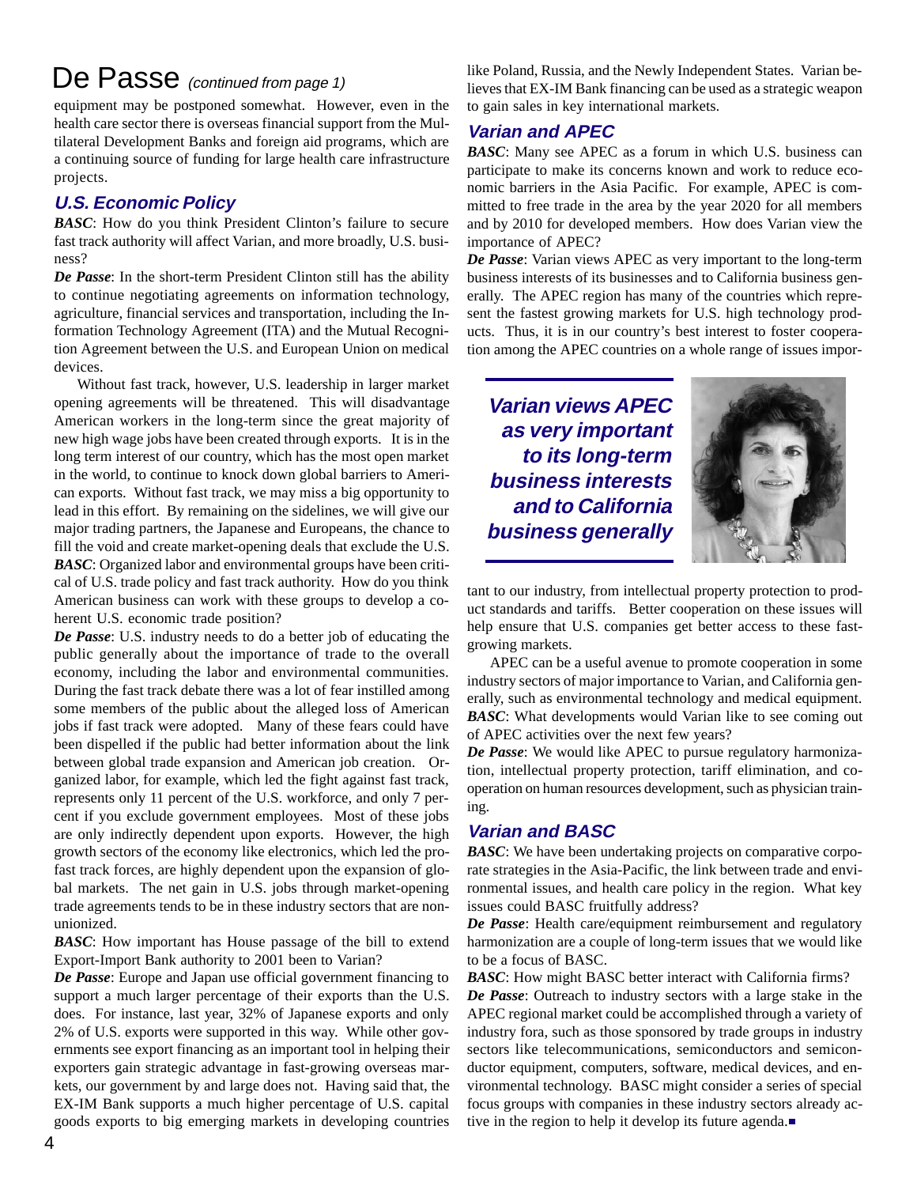# De Passe *(continued from page 1)*

equipment may be postponed somewhat. However, even in the health care sector there is overseas financial support from the Multilateral Development Banks and foreign aid programs, which are a continuing source of funding for large health care infrastructure projects.

## *U.S. Economic Policy*

***BASC***: How do you think President Clinton's failure to secure fast track authority will affect Varian, and more broadly, U.S. business?

***De Passe***: In the short-term President Clinton still has the ability to continue negotiating agreements on information technology, agriculture, financial services and transportation, including the Information Technology Agreement (ITA) and the Mutual Recognition Agreement between the U.S. and European Union on medical devices.

Without fast track, however, U.S. leadership in larger market opening agreements will be threatened. This will disadvantage American workers in the long-term since the great majority of new high wage jobs have been created through exports. It is in the long term interest of our country, which has the most open market in the world, to continue to knock down global barriers to American exports. Without fast track, we may miss a big opportunity to lead in this effort. By remaining on the sidelines, we will give our major trading partners, the Japanese and Europeans, the chance to fill the void and create market-opening deals that exclude the U.S.

***BASC***: Organized labor and environmental groups have been critical of U.S. trade policy and fast track authority. How do you think American business can work with these groups to develop a coherent U.S. economic trade position?

***De Passe***: U.S. industry needs to do a better job of educating the public generally about the importance of trade to the overall economy, including the labor and environmental communities. During the fast track debate there was a lot of fear instilled among some members of the public about the alleged loss of American jobs if fast track were adopted. Many of these fears could have been dispelled if the public had better information about the link between global trade expansion and American job creation. Organized labor, for example, which led the fight against fast track, represents only 11 percent of the U.S. workforce, and only 7 percent if you exclude government employees. Most of these jobs are only indirectly dependent upon exports. However, the high growth sectors of the economy like electronics, which led the pro-fast track forces, are highly dependent upon the expansion of global markets. The net gain in U.S. jobs through market-opening trade agreements tends to be in these industry sectors that are non-unionized.

***BASC***: How important has House passage of the bill to extend Export-Import Bank authority to 2001 been to Varian?

***De Passe***: Europe and Japan use official government financing to support a much larger percentage of their exports than the U.S. does. For instance, last year, 32% of Japanese exports and only 2% of U.S. exports were supported in this way. While other governments see export financing as an important tool in helping their exporters gain strategic advantage in fast-growing overseas markets, our government by and large does not. Having said that, the EX-IM Bank supports a much higher percentage of U.S. capital goods exports to big emerging markets in developing countries like Poland, Russia, and the Newly Independent States. Varian believes that EX-IM Bank financing can be used as a strategic weapon to gain sales in key international markets.

## *Varian and APEC*

***BASC***: Many see APEC as a forum in which U.S. business can participate to make its concerns known and work to reduce economic barriers in the Asia Pacific. For example, APEC is committed to free trade in the area by the year 2020 for all members and by 2010 for developed members. How does Varian view the importance of APEC?

***De Passe***: Varian views APEC as very important to the long-term business interests of its businesses and to California business generally. The APEC region has many of the countries which represent the fastest growing markets for U.S. high technology products. Thus, it is in our country's best interest to foster cooperation among the APEC countries on a whole range of issues important to our industry, from intellectual property protection to product standards and tariffs. Better cooperation on these issues will help ensure that U.S. companies get better access to these fast-growing markets.

> ***Varian views APEC as very important to its long-term business interests and to California business generally***

APEC can be a useful avenue to promote cooperation in some industry sectors of major importance to Varian, and California generally, such as environmental technology and medical equipment.

***BASC***: What developments would Varian like to see coming out of APEC activities over the next few years?

***De Passe***: We would like APEC to pursue regulatory harmonization, intellectual property protection, tariff elimination, and cooperation on human resources development, such as physician training.

## *Varian and BASC*

***BASC***: We have been undertaking projects on comparative corporate strategies in the Asia-Pacific, the link between trade and environmental issues, and health care policy in the region. What key issues could BASC fruitfully address?

***De Passe***: Health care/equipment reimbursement and regulatory harmonization are a couple of long-term issues that we would like to be a focus of BASC.

***BASC***: How might BASC better interact with California firms?

***De Passe***: Outreach to industry sectors with a large stake in the APEC regional market could be accomplished through a variety of industry fora, such as those sponsored by trade groups in industry sectors like telecommunications, semiconductors and semiconductor equipment, computers, software, medical devices, and environmental technology. BASC might consider a series of special focus groups with companies in these industry sectors already active in the region to help it develop its future agenda.■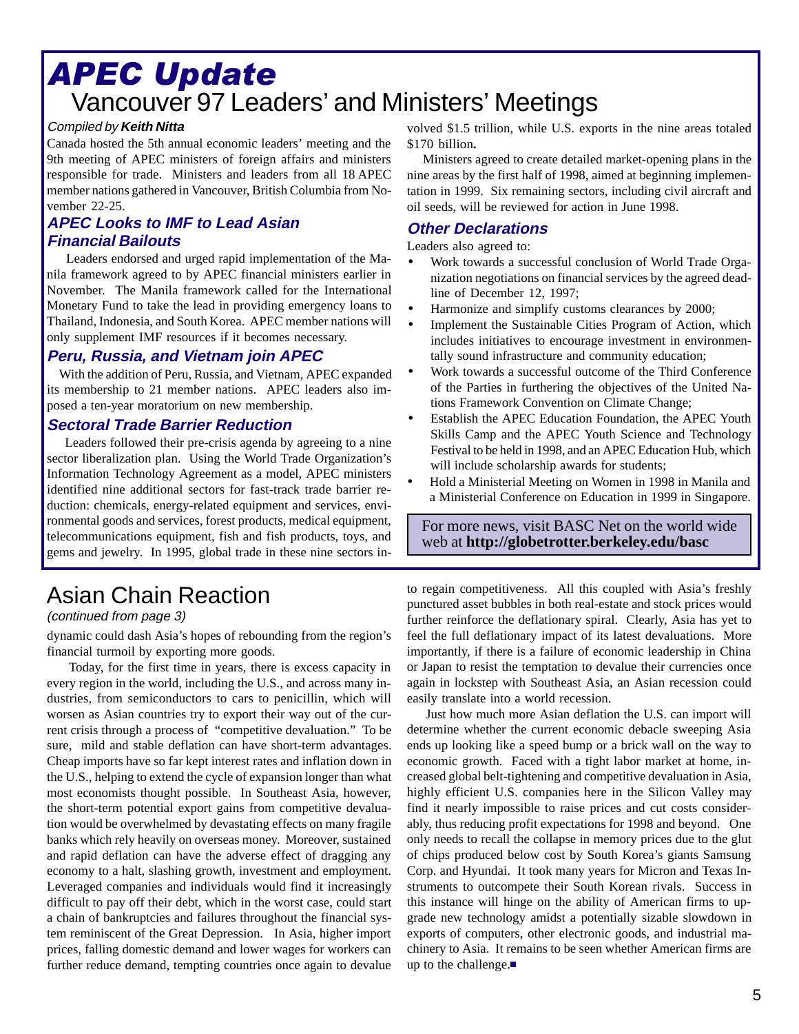# APEC Update

## Vancouver 97 Leaders' and Ministers' Meetings

*Compiled by* ***Keith Nitta***

Canada hosted the 5th annual economic leaders' meeting and the 9th meeting of APEC ministers of foreign affairs and ministers responsible for trade. Ministers and leaders from all 18 APEC member nations gathered in Vancouver, British Columbia from November 22-25.

### APEC Looks to IMF to Lead Asian Financial Bailouts

Leaders endorsed and urged rapid implementation of the Manila framework agreed to by APEC financial ministers earlier in November. The Manila framework called for the International Monetary Fund to take the lead in providing emergency loans to Thailand, Indonesia, and South Korea. APEC member nations will only supplement IMF resources if it becomes necessary.

### Peru, Russia, and Vietnam join APEC

With the addition of Peru, Russia, and Vietnam, APEC expanded its membership to 21 member nations. APEC leaders also imposed a ten-year moratorium on new membership.

### Sectoral Trade Barrier Reduction

Leaders followed their pre-crisis agenda by agreeing to a nine sector liberalization plan. Using the World Trade Organization's Information Technology Agreement as a model, APEC ministers identified nine additional sectors for fast-track trade barrier reduction: chemicals, energy-related equipment and services, environmental goods and services, forest products, medical equipment, telecommunications equipment, fish and fish products, toys, and gems and jewelry. In 1995, global trade in these nine sectors involved $1.5 trillion, while U.S. exports in the nine areas totaled $170 billion**.**

Ministers agreed to create detailed market-opening plans in the nine areas by the first half of 1998, aimed at beginning implementation in 1999. Six remaining sectors, including civil aircraft and oil seeds, will be reviewed for action in June 1998.

### Other Declarations

Leaders also agreed to:

- Work towards a successful conclusion of World Trade Organization negotiations on financial services by the agreed deadline of December 12, 1997;
- Harmonize and simplify customs clearances by 2000;
- Implement the Sustainable Cities Program of Action, which includes initiatives to encourage investment in environmentally sound infrastructure and community education;
- Work towards a successful outcome of the Third Conference of the Parties in furthering the objectives of the United Nations Framework Convention on Climate Change;
- Establish the APEC Education Foundation, the APEC Youth Skills Camp and the APEC Youth Science and Technology Festival to be held in 1998, and an APEC Education Hub, which will include scholarship awards for students;
- Hold a Ministerial Meeting on Women in 1998 in Manila and a Ministerial Conference on Education in 1999 in Singapore.

For more news, visit BASC Net on the world wide web at **http://globetrotter.berkeley.edu/basc**

# Asian Chain Reaction

*(continued from page 3)*

dynamic could dash Asia's hopes of rebounding from the region's financial turmoil by exporting more goods.

Today, for the first time in years, there is excess capacity in every region in the world, including the U.S., and across many industries, from semiconductors to cars to penicillin, which will worsen as Asian countries try to export their way out of the current crisis through a process of "competitive devaluation." To be sure, mild and stable deflation can have short-term advantages. Cheap imports have so far kept interest rates and inflation down in the U.S., helping to extend the cycle of expansion longer than what most economists thought possible. In Southeast Asia, however, the short-term potential export gains from competitive devaluation would be overwhelmed by devastating effects on many fragile banks which rely heavily on overseas money. Moreover, sustained and rapid deflation can have the adverse effect of dragging any economy to a halt, slashing growth, investment and employment. Leveraged companies and individuals would find it increasingly difficult to pay off their debt, which in the worst case, could start a chain of bankruptcies and failures throughout the financial system reminiscent of the Great Depression. In Asia, higher import prices, falling domestic demand and lower wages for workers can further reduce demand, tempting countries once again to devalue to regain competitiveness. All this coupled with Asia's freshly punctured asset bubbles in both real-estate and stock prices would further reinforce the deflationary spiral. Clearly, Asia has yet to feel the full deflationary impact of its latest devaluations. More importantly, if there is a failure of economic leadership in China or Japan to resist the temptation to devalue their currencies once again in lockstep with Southeast Asia, an Asian recession could easily translate into a world recession.

Just how much more Asian deflation the U.S. can import will determine whether the current economic debacle sweeping Asia ends up looking like a speed bump or a brick wall on the way to economic growth. Faced with a tight labor market at home, increased global belt-tightening and competitive devaluation in Asia, highly efficient U.S. companies here in the Silicon Valley may find it nearly impossible to raise prices and cut costs considerably, thus reducing profit expectations for 1998 and beyond. One only needs to recall the collapse in memory prices due to the glut of chips produced below cost by South Korea's giants Samsung Corp. and Hyundai. It took many years for Micron and Texas Instruments to outcompete their South Korean rivals. Success in this instance will hinge on the ability of American firms to upgrade new technology amidst a potentially sizable slowdown in exports of computers, other electronic goods, and industrial machinery to Asia. It remains to be seen whether American firms are up to the challenge.■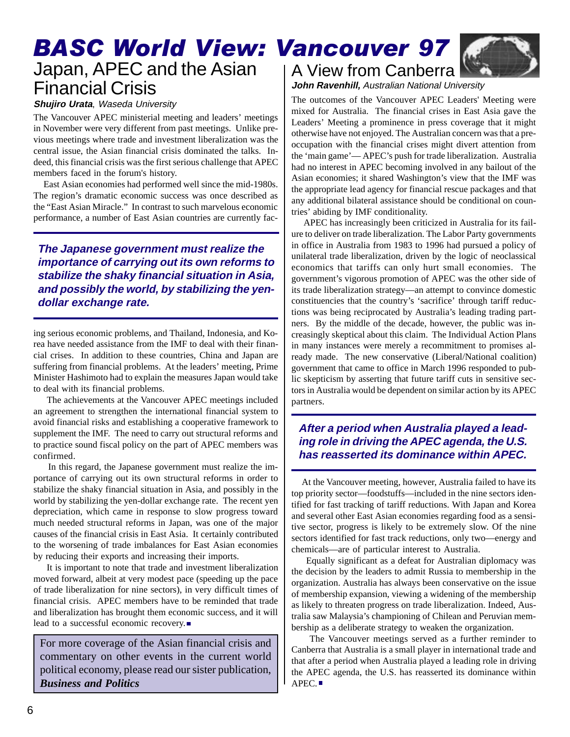# BASC World View: Vancouver 97

## Japan, APEC and the Asian Financial Crisis

***Shujiro Urata**, Waseda University*

The Vancouver APEC ministerial meeting and leaders' meetings in November were very different from past meetings. Unlike previous meetings where trade and investment liberalization was the central issue, the Asian financial crisis dominated the talks. Indeed, this financial crisis was the first serious challenge that APEC members faced in the forum's history.

East Asian economies had performed well since the mid-1980s. The region's dramatic economic success was once described as the "East Asian Miracle." In contrast to such marvelous economic performance, a number of East Asian countries are currently facing serious economic problems, and Thailand, Indonesia, and Korea have needed assistance from the IMF to deal with their financial crises. In addition to these countries, China and Japan are suffering from financial problems. At the leaders' meeting, Prime Minister Hashimoto had to explain the measures Japan would take to deal with its financial problems.

> ***The Japanese government must realize the importance of carrying out its own reforms to stabilize the shaky financial situation in Asia, and possibly the world, by stabilizing the yen-dollar exchange rate.***

The achievements at the Vancouver APEC meetings included an agreement to strengthen the international financial system to avoid financial risks and establishing a cooperative framework to supplement the IMF. The need to carry out structural reforms and to practice sound fiscal policy on the part of APEC members was confirmed.

In this regard, the Japanese government must realize the importance of carrying out its own structural reforms in order to stabilize the shaky financial situation in Asia, and possibly in the world by stabilizing the yen-dollar exchange rate. The recent yen depreciation, which came in response to slow progress toward much needed structural reforms in Japan, was one of the major causes of the financial crisis in East Asia. It certainly contributed to the worsening of trade imbalances for East Asian economies by reducing their exports and increasing their imports.

It is important to note that trade and investment liberalization moved forward, albeit at very modest pace (speeding up the pace of trade liberalization for nine sectors), in very difficult times of financial crisis. APEC members have to be reminded that trade and liberalization has brought them economic success, and it will lead to a successful economic recovery. ■

For more coverage of the Asian financial crisis and commentary on other events in the current world political economy, please read our sister publication, ***Business and Politics***

## A View from Canberra

***John Ravenhill,** Australian National University*

The outcomes of the Vancouver APEC Leaders' Meeting were mixed for Australia. The financial crises in East Asia gave the Leaders' Meeting a prominence in press coverage that it might otherwise have not enjoyed. The Australian concern was that a preoccupation with the financial crises might divert attention from the 'main game'— APEC's push for trade liberalization. Australia had no interest in APEC becoming involved in any bailout of the Asian economies; it shared Washington's view that the IMF was the appropriate lead agency for financial rescue packages and that any additional bilateral assistance should be conditional on countries' abiding by IMF conditionality.

APEC has increasingly been criticized in Australia for its failure to deliver on trade liberalization. The Labor Party governments in office in Australia from 1983 to 1996 had pursued a policy of unilateral trade liberalization, driven by the logic of neoclassical economics that tariffs can only hurt small economies. The government's vigorous promotion of APEC was the other side of its trade liberalization strategy—an attempt to convince domestic constituencies that the country's 'sacrifice' through tariff reductions was being reciprocated by Australia's leading trading partners. By the middle of the decade, however, the public was increasingly skeptical about this claim. The Individual Action Plans in many instances were merely a recommitment to promises already made. The new conservative (Liberal/National coalition) government that came to office in March 1996 responded to public skepticism by asserting that future tariff cuts in sensitive sectors in Australia would be dependent on similar action by its APEC partners.

> ***After a period when Australia played a leading role in driving the APEC agenda, the U.S. has reasserted its dominance within APEC.***

At the Vancouver meeting, however, Australia failed to have its top priority sector—foodstuffs—included in the nine sectors identified for fast tracking of tariff reductions. With Japan and Korea and several other East Asian economies regarding food as a sensitive sector, progress is likely to be extremely slow. Of the nine sectors identified for fast track reductions, only two—energy and chemicals—are of particular interest to Australia.

Equally significant as a defeat for Australian diplomacy was the decision by the leaders to admit Russia to membership in the organization. Australia has always been conservative on the issue of membership expansion, viewing a widening of the membership as likely to threaten progress on trade liberalization. Indeed, Australia saw Malaysia's championing of Chilean and Peruvian membership as a deliberate strategy to weaken the organization.

The Vancouver meetings served as a further reminder to Canberra that Australia is a small player in international trade and that after a period when Australia played a leading role in driving the APEC agenda, the U.S. has reasserted its dominance within APEC. ■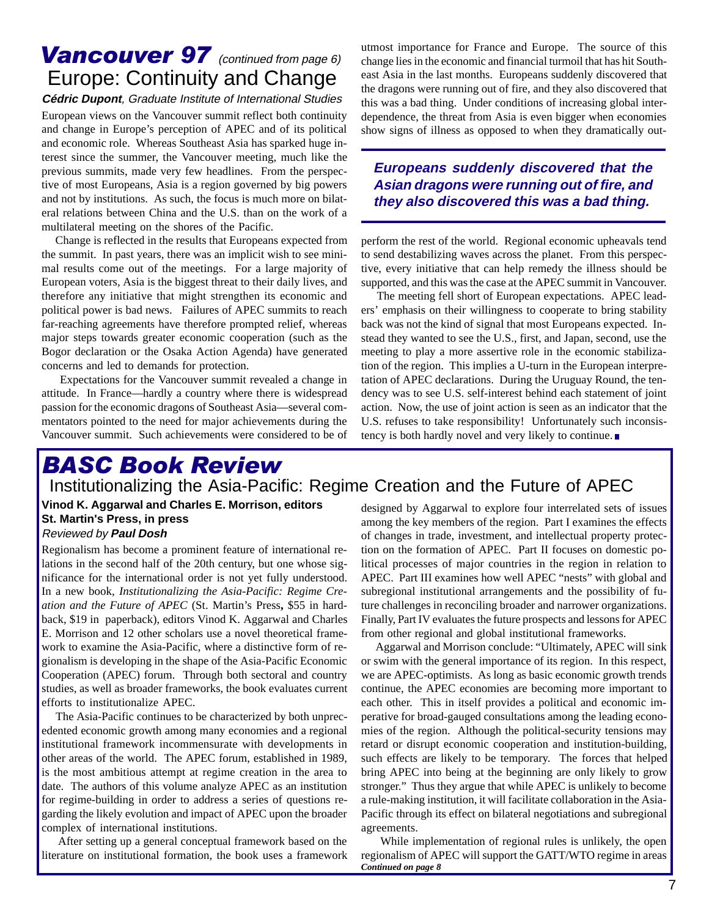# Vancouver 97 *(continued from page 6)*

## Europe: Continuity and Change

***Cédric Dupont**, Graduate Institute of International Studies*

European views on the Vancouver summit reflect both continuity and change in Europe's perception of APEC and of its political and economic role. Whereas Southeast Asia has sparked huge interest since the summer, the Vancouver meeting, much like the previous summits, made very few headlines. From the perspective of most Europeans, Asia is a region governed by big powers and not by institutions. As such, the focus is much more on bilateral relations between China and the U.S. than on the work of a multilateral meeting on the shores of the Pacific.

Change is reflected in the results that Europeans expected from the summit. In past years, there was an implicit wish to see minimal results come out of the meetings. For a large majority of European voters, Asia is the biggest threat to their daily lives, and therefore any initiative that might strengthen its economic and political power is bad news. Failures of APEC summits to reach far-reaching agreements have therefore prompted relief, whereas major steps towards greater economic cooperation (such as the Bogor declaration or the Osaka Action Agenda) have generated concerns and led to demands for protection.

Expectations for the Vancouver summit revealed a change in attitude. In France—hardly a country where there is widespread passion for the economic dragons of Southeast Asia—several commentators pointed to the need for major achievements during the Vancouver summit. Such achievements were considered to be of utmost importance for France and Europe. The source of this change lies in the economic and financial turmoil that has hit Southeast Asia in the last months. Europeans suddenly discovered that the dragons were running out of fire, and they also discovered that this was a bad thing. Under conditions of increasing global interdependence, the threat from Asia is even bigger when economies show signs of illness as opposed to when they dramatically outperform the rest of the world. Regional economic upheavals tend to send destabilizing waves across the planet. From this perspective, every initiative that can help remedy the illness should be supported, and this was the case at the APEC summit in Vancouver.

***Europeans suddenly discovered that the Asian dragons were running out of fire, and they also discovered this was a bad thing.***

The meeting fell short of European expectations. APEC leaders' emphasis on their willingness to cooperate to bring stability back was not the kind of signal that most Europeans expected. Instead they wanted to see the U.S., first, and Japan, second, use the meeting to play a more assertive role in the economic stabilization of the region. This implies a U-turn in the European interpretation of APEC declarations. During the Uruguay Round, the tendency was to see U.S. self-interest behind each statement of joint action. Now, the use of joint action is seen as an indicator that the U.S. refuses to take responsibility! Unfortunately such inconsistency is both hardly novel and very likely to continue. ■

# BASC Book Review

## Institutionalizing the Asia-Pacific: Regime Creation and the Future of APEC

**Vinod K. Aggarwal and Charles E. Morrison, editors**
**St. Martin's Press, in press**
*Reviewed by **Paul Dosh***

Regionalism has become a prominent feature of international relations in the second half of the 20th century, but one whose significance for the international order is not yet fully understood. In a new book, *Institutionalizing the Asia-Pacific: Regime Creation and the Future of APEC* (St. Martin's Press**,** $55 in hardback, $19 in paperback), editors Vinod K. Aggarwal and Charles E. Morrison and 12 other scholars use a novel theoretical framework to examine the Asia-Pacific, where a distinctive form of regionalism is developing in the shape of the Asia-Pacific Economic Cooperation (APEC) forum. Through both sectoral and country studies, as well as broader frameworks, the book evaluates current efforts to institutionalize APEC.

The Asia-Pacific continues to be characterized by both unprecedented economic growth among many economies and a regional institutional framework incommensurate with developments in other areas of the world. The APEC forum, established in 1989, is the most ambitious attempt at regime creation in the area to date. The authors of this volume analyze APEC as an institution for regime-building in order to address a series of questions regarding the likely evolution and impact of APEC upon the broader complex of international institutions.

After setting up a general conceptual framework based on the literature on institutional formation, the book uses a framework designed by Aggarwal to explore four interrelated sets of issues among the key members of the region. Part I examines the effects of changes in trade, investment, and intellectual property protection on the formation of APEC. Part II focuses on domestic political processes of major countries in the region in relation to APEC. Part III examines how well APEC "nests" with global and subregional institutional arrangements and the possibility of future challenges in reconciling broader and narrower organizations. Finally, Part IV evaluates the future prospects and lessons for APEC from other regional and global institutional frameworks.

Aggarwal and Morrison conclude: "Ultimately, APEC will sink or swim with the general importance of its region. In this respect, we are APEC-optimists. As long as basic economic growth trends continue, the APEC economies are becoming more important to each other. This in itself provides a political and economic imperative for broad-gauged consultations among the leading economies of the region. Although the political-security tensions may retard or disrupt economic cooperation and institution-building, such effects are likely to be temporary. The forces that helped bring APEC into being at the beginning are only likely to grow stronger." Thus they argue that while APEC is unlikely to become a rule-making institution, it will facilitate collaboration in the Asia-Pacific through its effect on bilateral negotiations and subregional agreements.

While implementation of regional rules is unlikely, the open regionalism of APEC will support the GATT/WTO regime in areas

***Continued on page 8***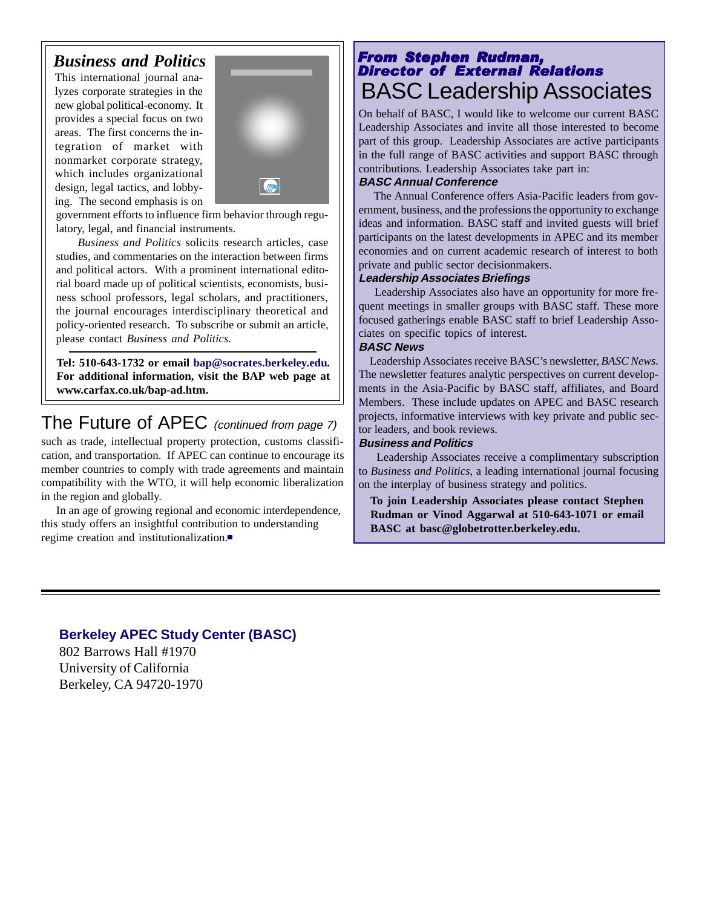## *Business and Politics*

This international journal analyzes corporate strategies in the new global political-economy. It provides a special focus on two areas. The first concerns the integration of market with nonmarket corporate strategy, which includes organizational design, legal tactics, and lobbying. The second emphasis is on government efforts to influence firm behavior through regulatory, legal, and financial instruments.

*Business and Politics* solicits research articles, case studies, and commentaries on the interaction between firms and political actors. With a prominent international editorial board made up of political scientists, economists, business school professors, legal scholars, and practitioners, the journal encourages interdisciplinary theoretical and policy-oriented research. To subscribe or submit an article, please contact *Business and Politics.*

**Tel: 510-643-1732 or email bap@socrates.berkeley.edu. For additional information, visit the BAP web page at www.carfax.co.uk/bap-ad.htm.**

## The Future of APEC *(continued from page 7)*

such as trade, intellectual property protection, customs classification, and transportation. If APEC can continue to encourage its member countries to comply with trade agreements and maintain compatibility with the WTO, it will help economic liberalization in the region and globally.

In an age of growing regional and economic interdependence, this study offers an insightful contribution to understanding regime creation and institutionalization.

***From Stephen Rudman, Director of External Relations***

## BASC Leadership Associates

On behalf of BASC, I would like to welcome our current BASC Leadership Associates and invite all those interested to become part of this group. Leadership Associates are active participants in the full range of BASC activities and support BASC through contributions. Leadership Associates take part in:

### *BASC Annual Conference*

The Annual Conference offers Asia-Pacific leaders from government, business, and the professions the opportunity to exchange ideas and information. BASC staff and invited guests will brief participants on the latest developments in APEC and its member economies and on current academic research of interest to both private and public sector decisionmakers.

### *Leadership Associates Briefings*

Leadership Associates also have an opportunity for more frequent meetings in smaller groups with BASC staff. These more focused gatherings enable BASC staff to brief Leadership Associates on specific topics of interest.

### *BASC News*

Leadership Associates receive BASC's newsletter, *BASC News.* The newsletter features analytic perspectives on current developments in the Asia-Pacific by BASC staff, affiliates, and Board Members. These include updates on APEC and BASC research projects, informative interviews with key private and public sector leaders, and book reviews.

### *Business and Politics*

Leadership Associates receive a complimentary subscription to *Business and Politics*, a leading international journal focusing on the interplay of business strategy and politics.

**To join Leadership Associates please contact Stephen Rudman or Vinod Aggarwal at 510-643-1071 or email BASC at basc@globetrotter.berkeley.edu.**

**Berkeley APEC Study Center (BASC)**
802 Barrows Hall #1970
University of California
Berkeley, CA 94720-1970